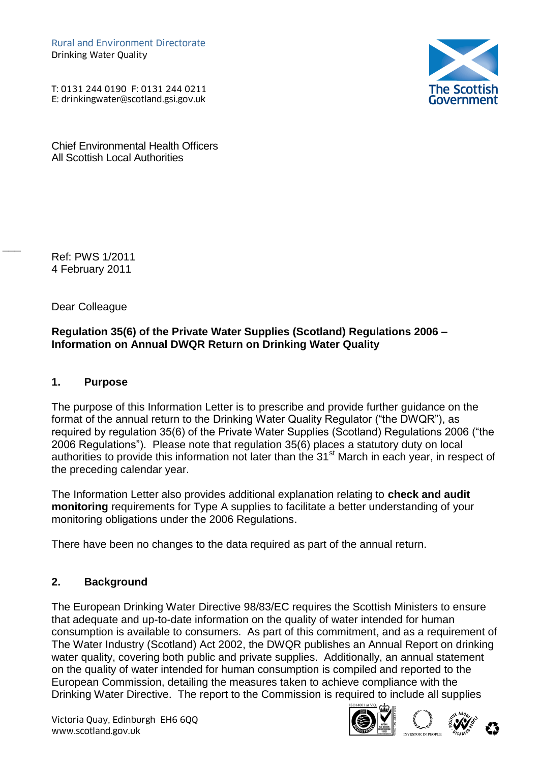Rural and Environment Directorate
Drinking Water Quality

T: 0131 244 0190 F: 0131 244 0211
E: drinkingwater@scotland.gsi.gov.uk

Chief Environmental Health Officers
All Scottish Local Authorities

Ref: PWS 1/2011
4 February 2011

Dear Colleague

**Regulation 35(6) of the Private Water Supplies (Scotland) Regulations 2006 – Information on Annual DWQR Return on Drinking Water Quality**

## 1. Purpose

The purpose of this Information Letter is to prescribe and provide further guidance on the format of the annual return to the Drinking Water Quality Regulator ("the DWQR"), as required by regulation 35(6) of the Private Water Supplies (Scotland) Regulations 2006 ("the 2006 Regulations"). Please note that regulation 35(6) places a statutory duty on local authorities to provide this information not later than the 31st March in each year, in respect of the preceding calendar year.

The Information Letter also provides additional explanation relating to **check and audit monitoring** requirements for Type A supplies to facilitate a better understanding of your monitoring obligations under the 2006 Regulations.

There have been no changes to the data required as part of the annual return.

## 2. Background

The European Drinking Water Directive 98/83/EC requires the Scottish Ministers to ensure that adequate and up-to-date information on the quality of water intended for human consumption is available to consumers. As part of this commitment, and as a requirement of The Water Industry (Scotland) Act 2002, the DWQR publishes an Annual Report on drinking water quality, covering both public and private supplies. Additionally, an annual statement on the quality of water intended for human consumption is compiled and reported to the European Commission, detailing the measures taken to achieve compliance with the Drinking Water Directive. The report to the Commission is required to include all supplies

Victoria Quay, Edinburgh EH6 6QQ
www.scotland.gov.uk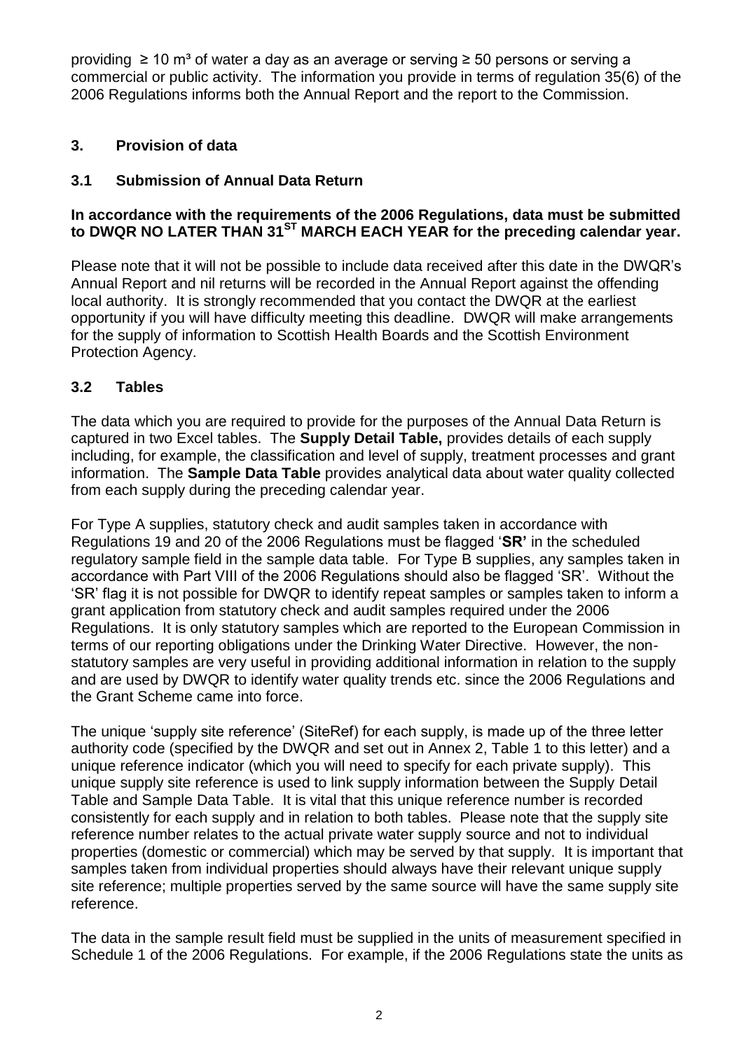providing ≥ 10 $m^3$ of water a day as an average or serving ≥ 50 persons or serving a commercial or public activity. The information you provide in terms of regulation 35(6) of the 2006 Regulations informs both the Annual Report and the report to the Commission.

## 3. Provision of data

### 3.1 Submission of Annual Data Return

**In accordance with the requirements of the 2006 Regulations, data must be submitted to DWQR NO LATER THAN 31ST MARCH EACH YEAR for the preceding calendar year.**

Please note that it will not be possible to include data received after this date in the DWQR's Annual Report and nil returns will be recorded in the Annual Report against the offending local authority. It is strongly recommended that you contact the DWQR at the earliest opportunity if you will have difficulty meeting this deadline. DWQR will make arrangements for the supply of information to Scottish Health Boards and the Scottish Environment Protection Agency.

### 3.2 Tables

The data which you are required to provide for the purposes of the Annual Data Return is captured in two Excel tables. The **Supply Detail Table,** provides details of each supply including, for example, the classification and level of supply, treatment processes and grant information. The **Sample Data Table** provides analytical data about water quality collected from each supply during the preceding calendar year.

For Type A supplies, statutory check and audit samples taken in accordance with Regulations 19 and 20 of the 2006 Regulations must be flagged '**SR'** in the scheduled regulatory sample field in the sample data table. For Type B supplies, any samples taken in accordance with Part VIII of the 2006 Regulations should also be flagged 'SR'. Without the 'SR' flag it is not possible for DWQR to identify repeat samples or samples taken to inform a grant application from statutory check and audit samples required under the 2006 Regulations. It is only statutory samples which are reported to the European Commission in terms of our reporting obligations under the Drinking Water Directive. However, the non-statutory samples are very useful in providing additional information in relation to the supply and are used by DWQR to identify water quality trends etc. since the 2006 Regulations and the Grant Scheme came into force.

The unique 'supply site reference' (SiteRef) for each supply, is made up of the three letter authority code (specified by the DWQR and set out in Annex 2, Table 1 to this letter) and a unique reference indicator (which you will need to specify for each private supply). This unique supply site reference is used to link supply information between the Supply Detail Table and Sample Data Table. It is vital that this unique reference number is recorded consistently for each supply and in relation to both tables. Please note that the supply site reference number relates to the actual private water supply source and not to individual properties (domestic or commercial) which may be served by that supply. It is important that samples taken from individual properties should always have their relevant unique supply site reference; multiple properties served by the same source will have the same supply site reference.

The data in the sample result field must be supplied in the units of measurement specified in Schedule 1 of the 2006 Regulations. For example, if the 2006 Regulations state the units as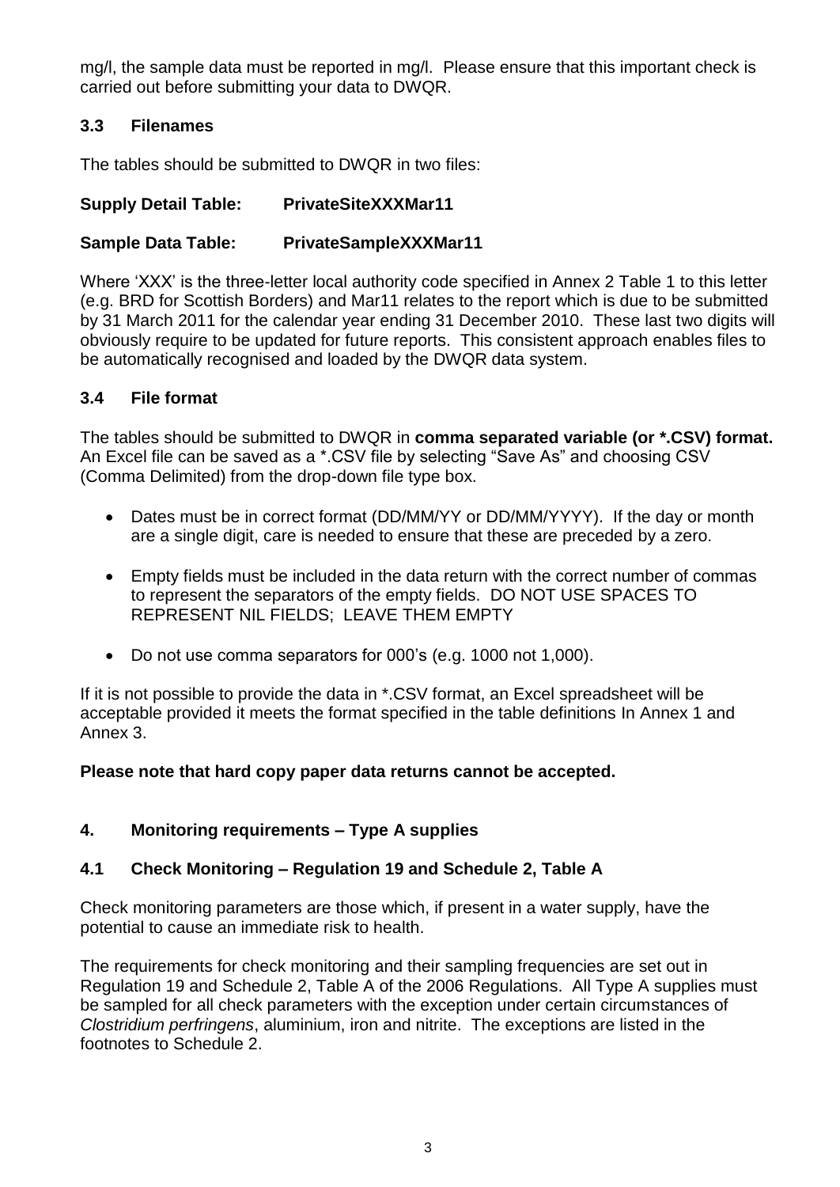mg/l, the sample data must be reported in mg/l. Please ensure that this important check is carried out before submitting your data to DWQR.

### 3.3 Filenames

The tables should be submitted to DWQR in two files:

**Supply Detail Table: PrivateSiteXXXMar11**

**Sample Data Table: PrivateSampleXXXMar11**

Where 'XXX' is the three-letter local authority code specified in Annex 2 Table 1 to this letter (e.g. BRD for Scottish Borders) and Mar11 relates to the report which is due to be submitted by 31 March 2011 for the calendar year ending 31 December 2010. These last two digits will obviously require to be updated for future reports. This consistent approach enables files to be automatically recognised and loaded by the DWQR data system.

### 3.4 File format

The tables should be submitted to DWQR in **comma separated variable (or *.CSV) format.** An Excel file can be saved as a *.CSV file by selecting "Save As" and choosing CSV (Comma Delimited) from the drop-down file type box.

- Dates must be in correct format (DD/MM/YY or DD/MM/YYYY). If the day or month are a single digit, care is needed to ensure that these are preceded by a zero.
- Empty fields must be included in the data return with the correct number of commas to represent the separators of the empty fields. DO NOT USE SPACES TO REPRESENT NIL FIELDS; LEAVE THEM EMPTY
- Do not use comma separators for 000's (e.g. 1000 not 1,000).

If it is not possible to provide the data in *.CSV format, an Excel spreadsheet will be acceptable provided it meets the format specified in the table definitions In Annex 1 and Annex 3.

**Please note that hard copy paper data returns cannot be accepted.**

## 4. Monitoring requirements – Type A supplies

### 4.1 Check Monitoring – Regulation 19 and Schedule 2, Table A

Check monitoring parameters are those which, if present in a water supply, have the potential to cause an immediate risk to health.

The requirements for check monitoring and their sampling frequencies are set out in Regulation 19 and Schedule 2, Table A of the 2006 Regulations. All Type A supplies must be sampled for all check parameters with the exception under certain circumstances of *Clostridium perfringens*, aluminium, iron and nitrite. The exceptions are listed in the footnotes to Schedule 2.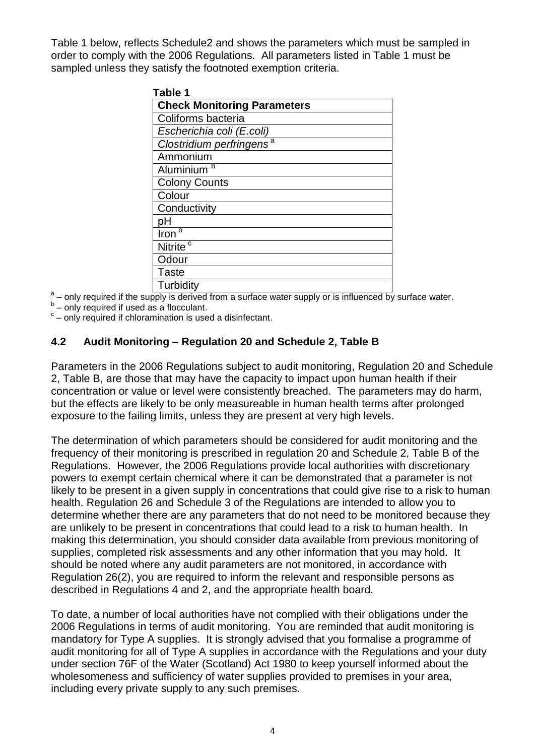Table 1 below, reflects Schedule2 and shows the parameters which must be sampled in order to comply with the 2006 Regulations. All parameters listed in Table 1 must be sampled unless they satisfy the footnoted exemption criteria.

**Table 1**

| **Check Monitoring Parameters** |
|---|
| Coliforms bacteria |
| *Escherichia coli (E.coli)* |
| *Clostridium perfringens* [a] |
| Ammonium |
| Aluminium [b] |
| Colony Counts |
| Colour |
| Conductivity |
| pH |
| Iron [b] |
| Nitrite [c] |
| Odour |
| Taste |
| Turbidity |

[a] – only required if the supply is derived from a surface water supply or is influenced by surface water.
[b] – only required if used as a flocculant.
[c] – only required if chloramination is used a disinfectant.

## 4.2 Audit Monitoring – Regulation 20 and Schedule 2, Table B

Parameters in the 2006 Regulations subject to audit monitoring, Regulation 20 and Schedule 2, Table B, are those that may have the capacity to impact upon human health if their concentration or value or level were consistently breached. The parameters may do harm, but the effects are likely to be only measureable in human health terms after prolonged exposure to the failing limits, unless they are present at very high levels.

The determination of which parameters should be considered for audit monitoring and the frequency of their monitoring is prescribed in regulation 20 and Schedule 2, Table B of the Regulations. However, the 2006 Regulations provide local authorities with discretionary powers to exempt certain chemical where it can be demonstrated that a parameter is not likely to be present in a given supply in concentrations that could give rise to a risk to human health. Regulation 26 and Schedule 3 of the Regulations are intended to allow you to determine whether there are any parameters that do not need to be monitored because they are unlikely to be present in concentrations that could lead to a risk to human health. In making this determination, you should consider data available from previous monitoring of supplies, completed risk assessments and any other information that you may hold. It should be noted where any audit parameters are not monitored, in accordance with Regulation 26(2), you are required to inform the relevant and responsible persons as described in Regulations 4 and 2, and the appropriate health board.

To date, a number of local authorities have not complied with their obligations under the 2006 Regulations in terms of audit monitoring. You are reminded that audit monitoring is mandatory for Type A supplies. It is strongly advised that you formalise a programme of audit monitoring for all of Type A supplies in accordance with the Regulations and your duty under section 76F of the Water (Scotland) Act 1980 to keep yourself informed about the wholesomeness and sufficiency of water supplies provided to premises in your area, including every private supply to any such premises.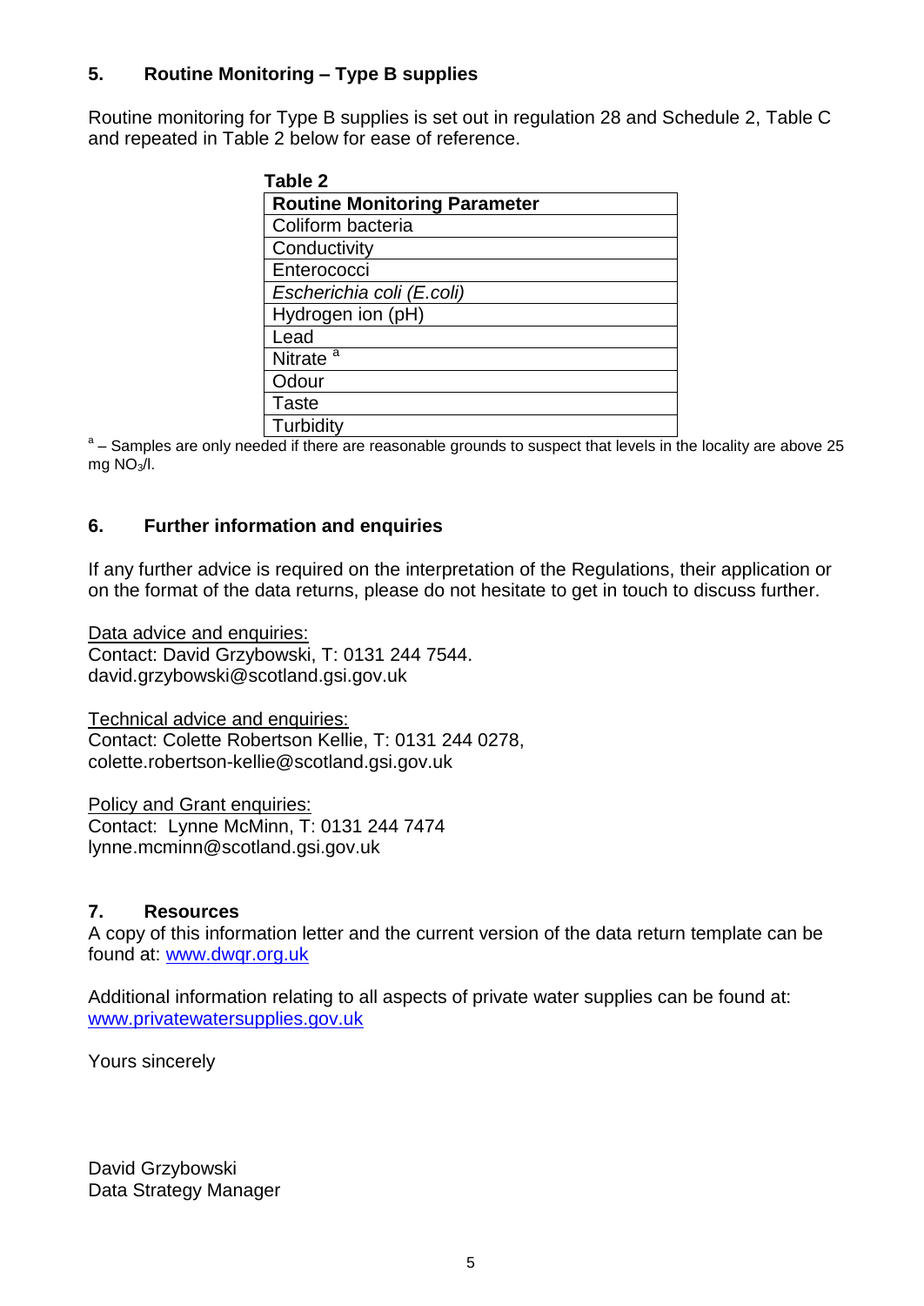## 5. Routine Monitoring – Type B supplies

Routine monitoring for Type B supplies is set out in regulation 28 and Schedule 2, Table C and repeated in Table 2 below for ease of reference.

**Table 2**

| Routine Monitoring Parameter |
|---|
| Coliform bacteria |
| Conductivity |
| Enterococci |
| *Escherichia coli (E.coli)* |
| Hydrogen ion (pH) |
| Lead |
| Nitrate [a] |
| Odour |
| Taste |
| Turbidity |

[a] – Samples are only needed if there are reasonable grounds to suspect that levels in the locality are above 25 mg $NO_3$/l.

## 6. Further information and enquiries

If any further advice is required on the interpretation of the Regulations, their application or on the format of the data returns, please do not hesitate to get in touch to discuss further.

Data advice and enquiries:
Contact: David Grzybowski, T: 0131 244 7544.
david.grzybowski@scotland.gsi.gov.uk

Technical advice and enquiries:
Contact: Colette Robertson Kellie, T: 0131 244 0278,
colette.robertson-kellie@scotland.gsi.gov.uk

Policy and Grant enquiries:
Contact: Lynne McMinn, T: 0131 244 7474
lynne.mcminn@scotland.gsi.gov.uk

## 7. Resources

A copy of this information letter and the current version of the data return template can be found at: www.dwqr.org.uk

Additional information relating to all aspects of private water supplies can be found at: www.privatewatersupplies.gov.uk

Yours sincerely

David Grzybowski
Data Strategy Manager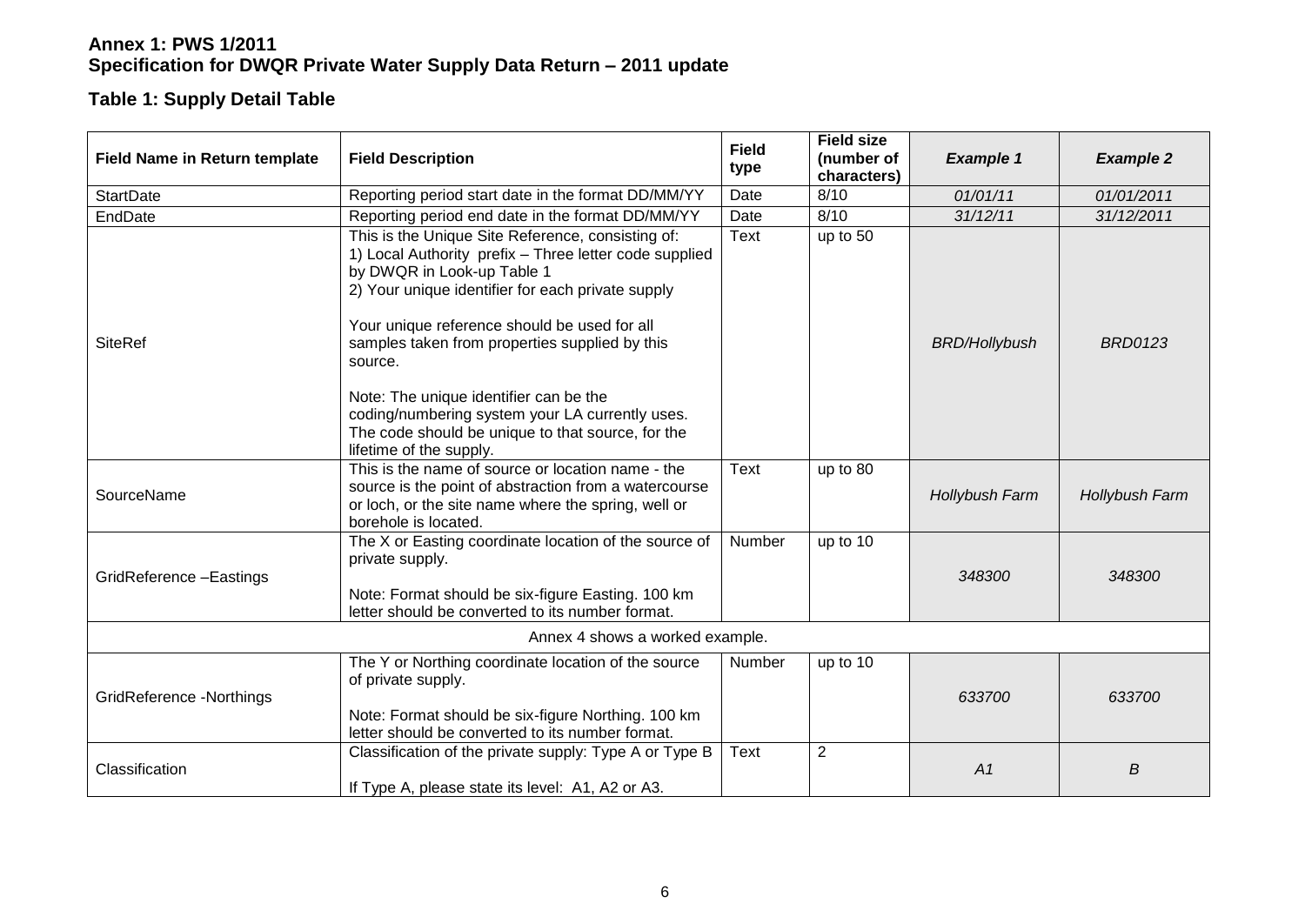**Annex 1: PWS 1/2011**
**Specification for DWQR Private Water Supply Data Return – 2011 update**

## Table 1: Supply Detail Table

| Field Name in Return template | Field Description | Field type | Field size (number of characters) | *Example 1* | *Example 2* |
|---|---|---|---|---|---|
| StartDate | Reporting period start date in the format DD/MM/YY | Date | 8/10 | *01/01/11* | *01/01/2011* |
| EndDate | Reporting period end date in the format DD/MM/YY | Date | 8/10 | *31/12/11* | *31/12/2011* |
| SiteRef | This is the Unique Site Reference, consisting of:<br>1) Local Authority prefix – Three letter code supplied by DWQR in Look-up Table 1<br>2) Your unique identifier for each private supply<br><br>Your unique reference should be used for all samples taken from properties supplied by this source.<br><br>Note: The unique identifier can be the coding/numbering system your LA currently uses. The code should be unique to that source, for the lifetime of the supply. | Text | up to 50 | *BRD/Hollybush* | *BRD0123* |
| SourceName | This is the name of source or location name - the source is the point of abstraction from a watercourse or loch, or the site name where the spring, well or borehole is located. | Text | up to 80 | *Hollybush Farm* | *Hollybush Farm* |
| GridReference –Eastings | The X or Easting coordinate location of the source of private supply.<br><br>Note: Format should be six-figure Easting. 100 km letter should be converted to its number format. | Number | up to 10 | *348300* | *348300* |
| Annex 4 shows a worked example. | | | | | |
| GridReference -Northings | The Y or Northing coordinate location of the source of private supply.<br><br>Note: Format should be six-figure Northing. 100 km letter should be converted to its number format. | Number | up to 10 | *633700* | *633700* |
| Classification | Classification of the private supply: Type A or Type B<br><br>If Type A, please state its level: A1, A2 or A3. | Text | 2 | *A1* | *B* |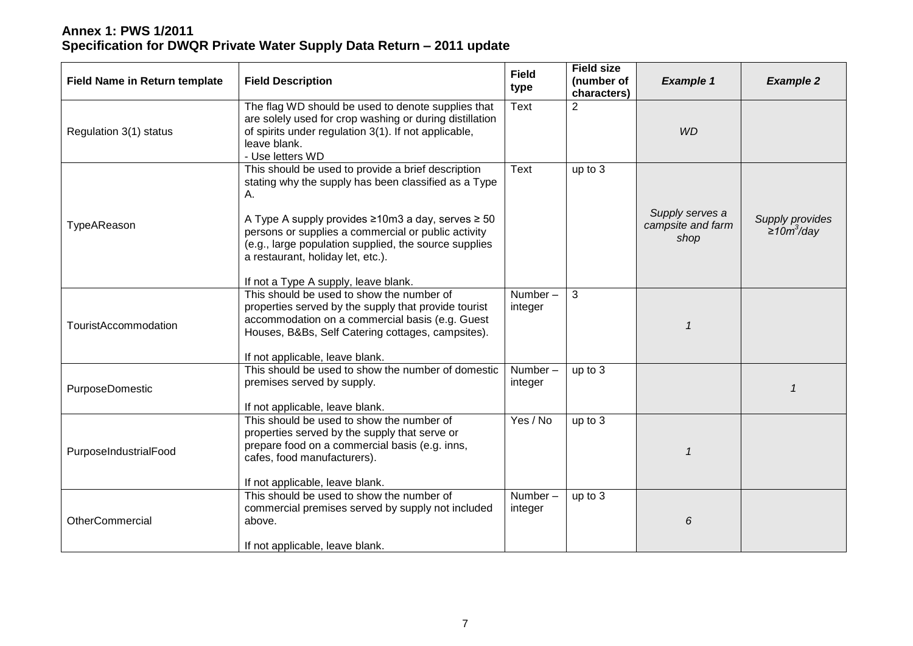**Annex 1: PWS 1/2011**
**Specification for DWQR Private Water Supply Data Return – 2011 update**

| Field Name in Return template | Field Description | Field type | Field size (number of characters) | *Example 1* | *Example 2* |
|---|---|---|---|---|---|
| Regulation 3(1) status | The flag WD should be used to denote supplies that are solely used for crop washing or during distillation of spirits under regulation 3(1). If not applicable, leave blank.<br>- Use letters WD | Text | 2 | *WD* | |
| TypeAReason | This should be used to provide a brief description stating why the supply has been classified as a Type A.<br><br>A Type A supply provides ≥10m3 a day, serves ≥ 50 persons or supplies a commercial or public activity (e.g., large population supplied, the source supplies a restaurant, holiday let, etc.).<br><br>If not a Type A supply, leave blank. | Text | up to 3 | *Supply serves a campsite and farm shop* | *Supply provides ≥10m$^3$/day* |
| TouristAccommodation | This should be used to show the number of properties served by the supply that provide tourist accommodation on a commercial basis (e.g. Guest Houses, B&Bs, Self Catering cottages, campsites).<br><br>If not applicable, leave blank. | Number – integer | 3 | *1* | |
| PurposeDomestic | This should be used to show the number of domestic premises served by supply.<br><br>If not applicable, leave blank. | Number – integer | up to 3 | | *1* |
| PurposeIndustrialFood | This should be used to show the number of properties served by the supply that serve or prepare food on a commercial basis (e.g. inns, cafes, food manufacturers).<br><br>If not applicable, leave blank. | Yes / No | up to 3 | *1* | |
| OtherCommercial | This should be used to show the number of commercial premises served by supply not included above.<br><br>If not applicable, leave blank. | Number – integer | up to 3 | *6* | |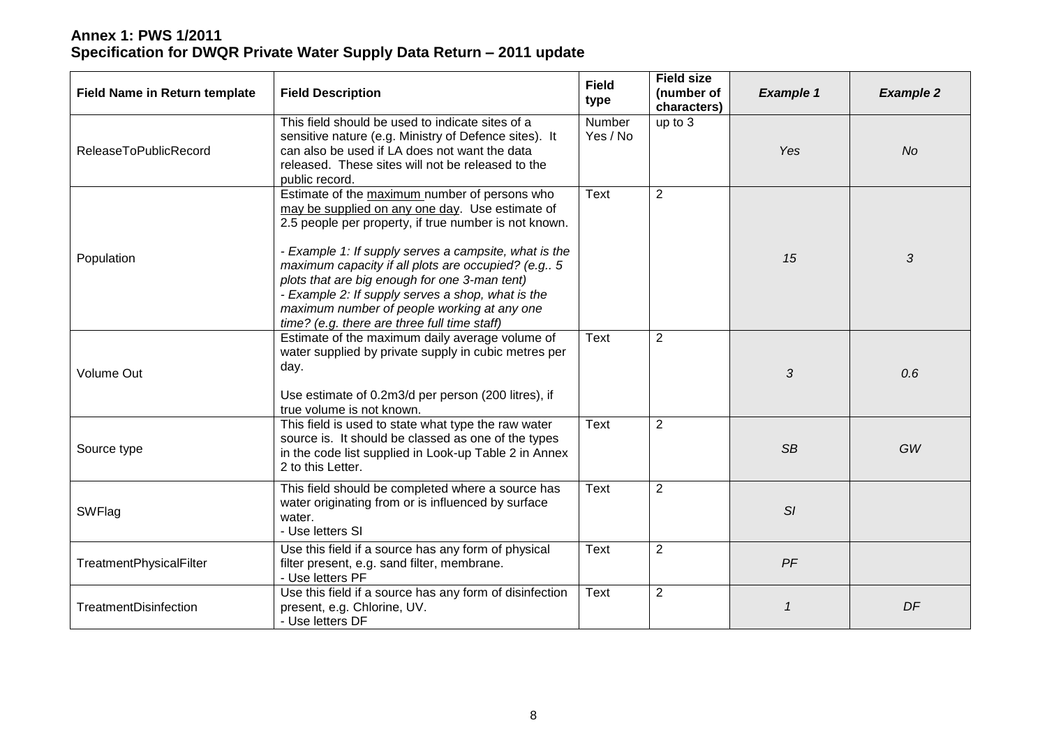**Annex 1: PWS 1/2011**
**Specification for DWQR Private Water Supply Data Return – 2011 update**

| Field Name in Return template | Field Description | Field type | Field size (number of characters) | *Example 1* | *Example 2* |
|---|---|---|---|---|---|
| ReleaseToPublicRecord | This field should be used to indicate sites of a sensitive nature (e.g. Ministry of Defence sites). It can also be used if LA does not want the data released. These sites will not be released to the public record. | Number Yes / No | up to 3 | *Yes* | *No* |
| Population | Estimate of the maximum number of persons who may be supplied on any one day. Use estimate of 2.5 people per property, if true number is not known.<br><br>*- Example 1: If supply serves a campsite, what is the maximum capacity if all plots are occupied? (e.g.. 5 plots that are big enough for one 3-man tent)*<br>*- Example 2: If supply serves a shop, what is the maximum number of people working at any one time? (e.g. there are three full time staff)* | Text | 2 | *15* | *3* |
| Volume Out | Estimate of the maximum daily average volume of water supplied by private supply in cubic metres per day.<br><br>Use estimate of 0.2m3/d per person (200 litres), if true volume is not known. | Text | 2 | *3* | *0.6* |
| Source type | This field is used to state what type the raw water source is. It should be classed as one of the types in the code list supplied in Look-up Table 2 in Annex 2 to this Letter. | Text | 2 | *SB* | *GW* |
| SWFlag | This field should be completed where a source has water originating from or is influenced by surface water.<br>- Use letters SI | Text | 2 | *SI* | |
| TreatmentPhysicalFilter | Use this field if a source has any form of physical filter present, e.g. sand filter, membrane.<br>- Use letters PF | Text | 2 | *PF* | |
| TreatmentDisinfection | Use this field if a source has any form of disinfection present, e.g. Chlorine, UV.<br>- Use letters DF | Text | 2 | *1* | *DF* |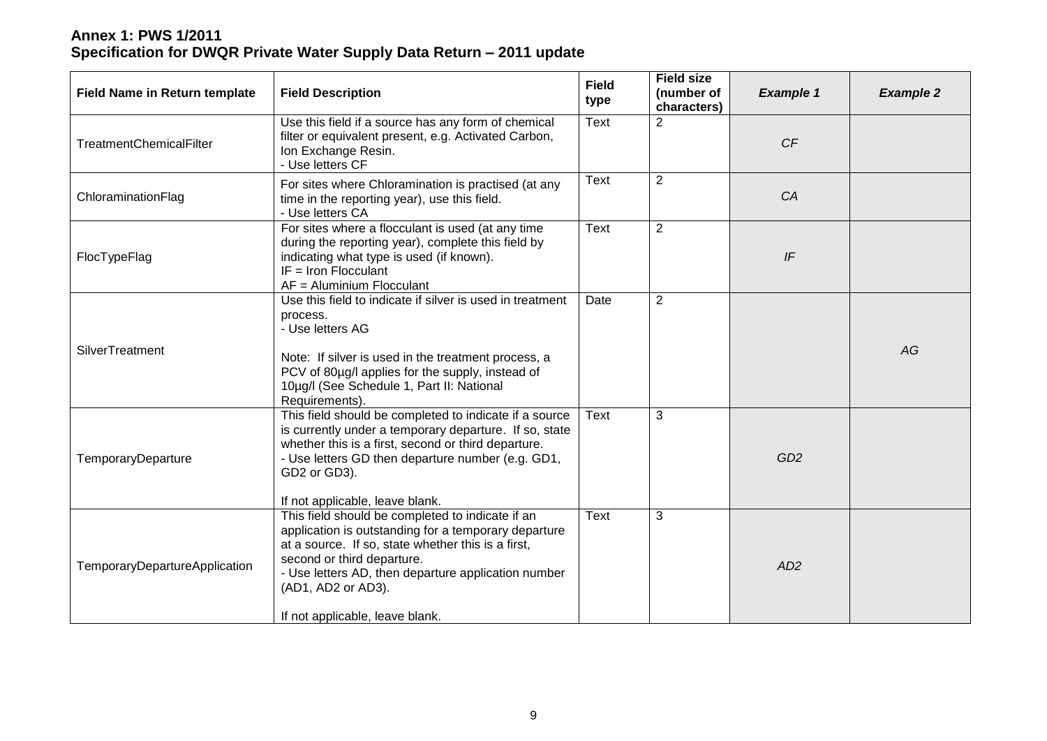**Annex 1: PWS 1/2011**
**Specification for DWQR Private Water Supply Data Return – 2011 update**

| Field Name in Return template | Field Description | Field type | Field size (number of characters) | *Example 1* | *Example 2* |
|---|---|---|---|---|---|
| TreatmentChemicalFilter | Use this field if a source has any form of chemical filter or equivalent present, e.g. Activated Carbon, Ion Exchange Resin.<br>- Use letters CF | Text | 2 | *CF* | |
| ChloraminationFlag | For sites where Chloramination is practised (at any time in the reporting year), use this field.<br>- Use letters CA | Text | 2 | *CA* | |
| FlocTypeFlag | For sites where a flocculant is used (at any time during the reporting year), complete this field by indicating what type is used (if known).<br>IF = Iron Flocculant<br>AF = Aluminium Flocculant | Text | 2 | *IF* | |
| SilverTreatment | Use this field to indicate if silver is used in treatment process.<br>- Use letters AG<br><br>Note: If silver is used in the treatment process, a PCV of 80µg/l applies for the supply, instead of 10µg/l (See Schedule 1, Part II: National Requirements). | Date | 2 | | *AG* |
| TemporaryDeparture | This field should be completed to indicate if a source is currently under a temporary departure. If so, state whether this is a first, second or third departure.<br>- Use letters GD then departure number (e.g. GD1, GD2 or GD3).<br><br>If not applicable, leave blank. | Text | 3 | *GD2* | |
| TemporaryDepartureApplication | This field should be completed to indicate if an application is outstanding for a temporary departure at a source. If so, state whether this is a first, second or third departure.<br>- Use letters AD, then departure application number (AD1, AD2 or AD3).<br><br>If not applicable, leave blank. | Text | 3 | *AD2* | |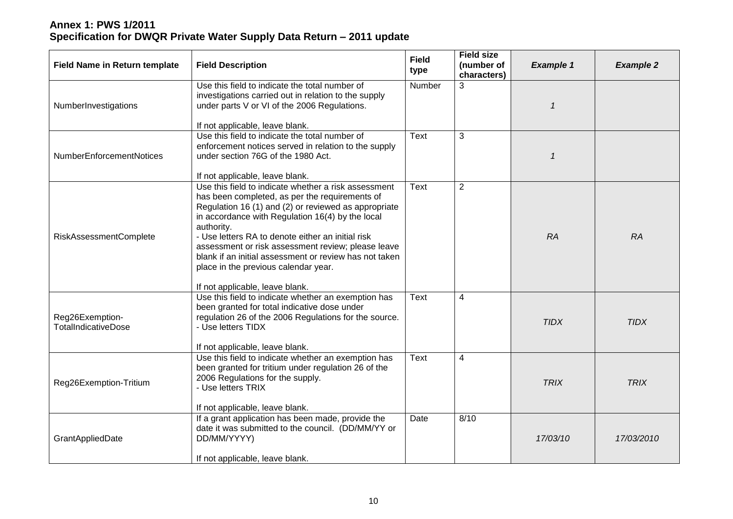**Annex 1: PWS 1/2011**
**Specification for DWQR Private Water Supply Data Return – 2011 update**

| Field Name in Return template | Field Description | Field type | Field size (number of characters) | *Example 1* | *Example 2* |
|---|---|---|---|---|---|
| NumberInvestigations | Use this field to indicate the total number of investigations carried out in relation to the supply under parts V or VI of the 2006 Regulations.<br><br>If not applicable, leave blank. | Number | 3 | *1* | |
| NumberEnforcementNotices | Use this field to indicate the total number of enforcement notices served in relation to the supply under section 76G of the 1980 Act.<br><br>If not applicable, leave blank. | Text | 3 | *1* | |
| RiskAssessmentComplete | Use this field to indicate whether a risk assessment has been completed, as per the requirements of Regulation 16 (1) and (2) or reviewed as appropriate in accordance with Regulation 16(4) by the local authority.<br>- Use letters RA to denote either an initial risk assessment or risk assessment review; please leave blank if an initial assessment or review has not taken place in the previous calendar year.<br><br>If not applicable, leave blank. | Text | 2 | *RA* | *RA* |
| Reg26Exemption-TotalIndicativeDose | Use this field to indicate whether an exemption has been granted for total indicative dose under regulation 26 of the 2006 Regulations for the source.<br>- Use letters TIDX<br><br>If not applicable, leave blank. | Text | 4 | *TIDX* | *TIDX* |
| Reg26Exemption-Tritium | Use this field to indicate whether an exemption has been granted for tritium under regulation 26 of the 2006 Regulations for the supply.<br>- Use letters TRIX<br><br>If not applicable, leave blank. | Text | 4 | *TRIX* | *TRIX* |
| GrantAppliedDate | If a grant application has been made, provide the date it was submitted to the council. (DD/MM/YY or DD/MM/YYYY)<br><br>If not applicable, leave blank. | Date | 8/10 | *17/03/10* | *17/03/2010* |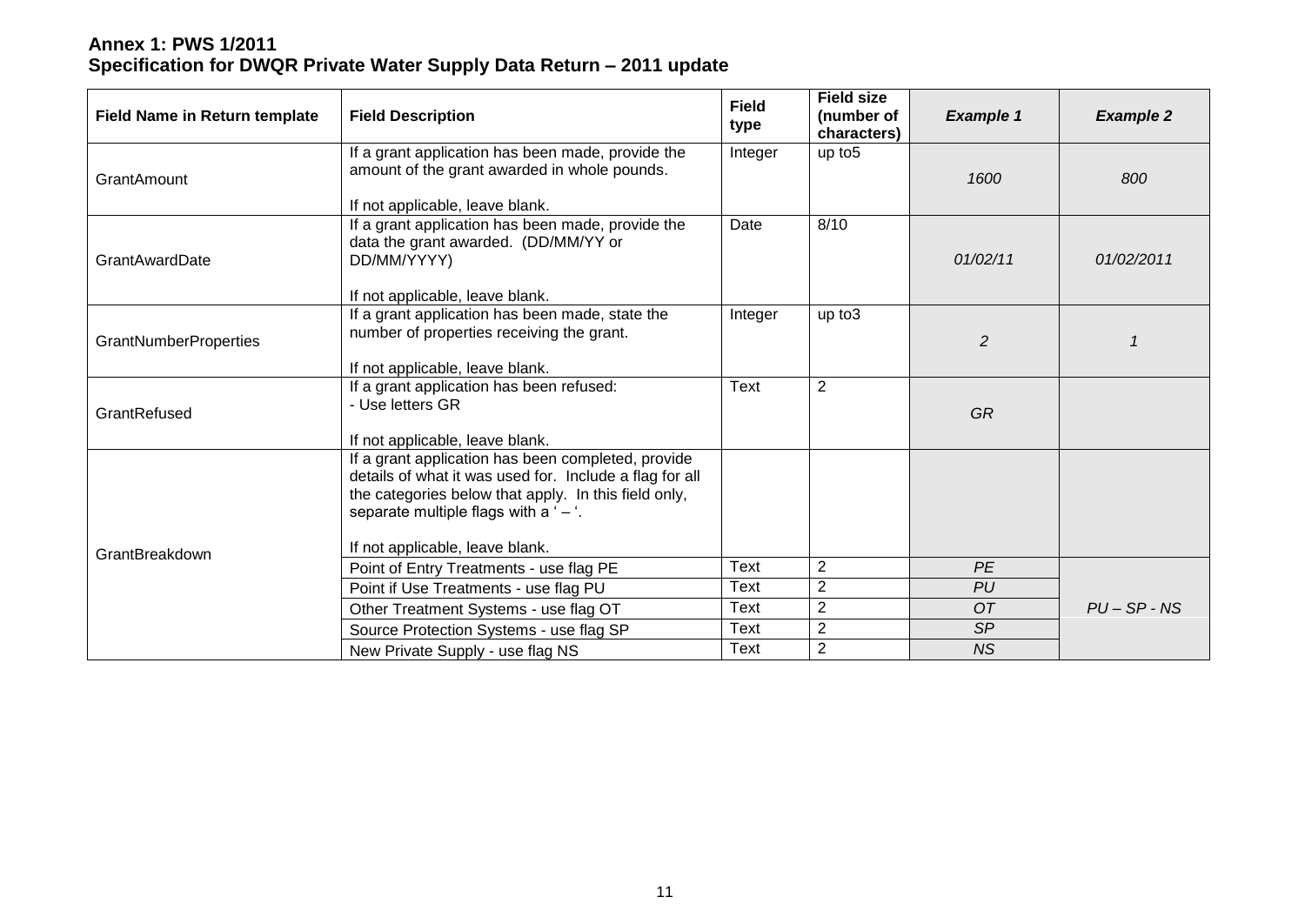**Annex 1: PWS 1/2011**
**Specification for DWQR Private Water Supply Data Return – 2011 update**

| Field Name in Return template | Field Description | Field type | Field size (number of characters) | *Example 1* | *Example 2* |
|---|---|---|---|---|---|
| GrantAmount | If a grant application has been made, provide the amount of the grant awarded in whole pounds.<br><br>If not applicable, leave blank. | Integer | up to5 | *1600* | *800* |
| GrantAwardDate | If a grant application has been made, provide the data the grant awarded. (DD/MM/YY or DD/MM/YYYY)<br><br>If not applicable, leave blank. | Date | 8/10 | *01/02/11* | *01/02/2011* |
| GrantNumberProperties | If a grant application has been made, state the number of properties receiving the grant.<br><br>If not applicable, leave blank. | Integer | up to3 | *2* | *1* |
| GrantRefused | If a grant application has been refused:<br>- Use letters GR<br><br>If not applicable, leave blank. | Text | 2 | *GR* | |
| GrantBreakdown | If a grant application has been completed, provide details of what it was used for. Include a flag for all the categories below that apply. In this field only, separate multiple flags with a ' – '.<br><br>If not applicable, leave blank. | | | | |
| | Point of Entry Treatments - use flag PE | Text | 2 | *PE* | *PU – SP - NS* |
| | Point if Use Treatments - use flag PU | Text | 2 | *PU* | |
| | Other Treatment Systems - use flag OT | Text | 2 | *OT* | |
| | Source Protection Systems - use flag SP | Text | 2 | *SP* | |
| | New Private Supply - use flag NS | Text | 2 | *NS* | |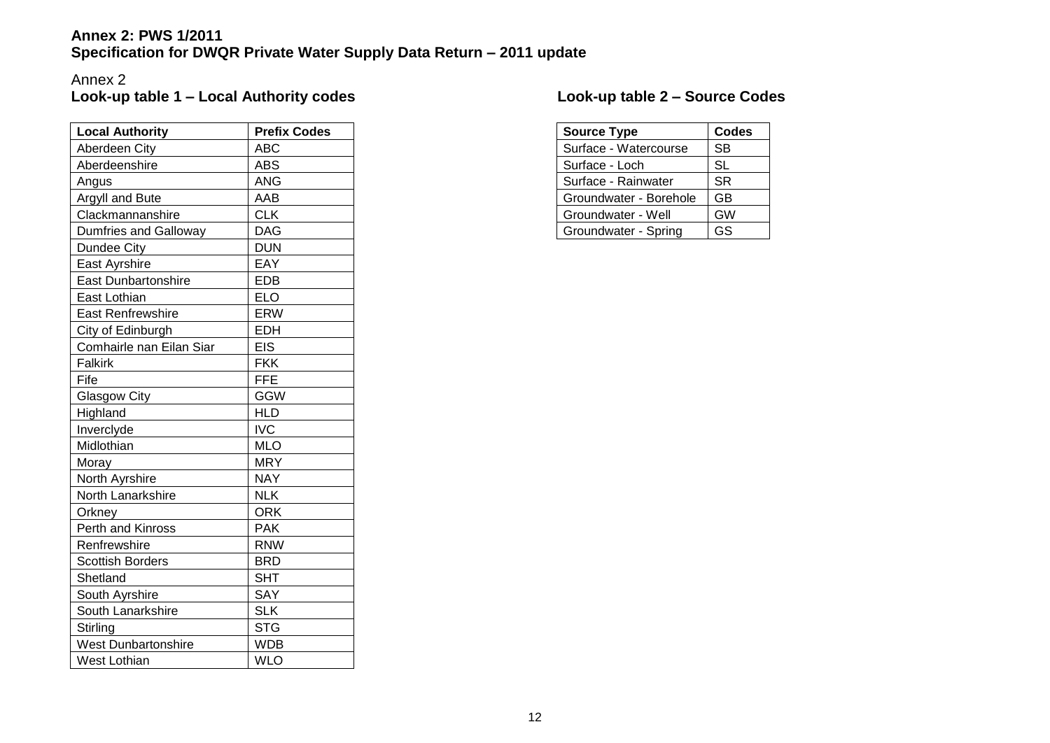**Annex 2: PWS 1/2011**
**Specification for DWQR Private Water Supply Data Return – 2011 update**

Annex 2

### Look-up table 1 – Local Authority codes

| Local Authority | Prefix Codes |
|---|---|
| Aberdeen City | ABC |
| Aberdeenshire | ABS |
| Angus | ANG |
| Argyll and Bute | AAB |
| Clackmannanshire | CLK |
| Dumfries and Galloway | DAG |
| Dundee City | DUN |
| East Ayrshire | EAY |
| East Dunbartonshire | EDB |
| East Lothian | ELO |
| East Renfrewshire | ERW |
| City of Edinburgh | EDH |
| Comhairle nan Eilan Siar | EIS |
| Falkirk | FKK |
| Fife | FFE |
| Glasgow City | GGW |
| Highland | HLD |
| Inverclyde | IVC |
| Midlothian | MLO |
| Moray | MRY |
| North Ayrshire | NAY |
| North Lanarkshire | NLK |
| Orkney | ORK |
| Perth and Kinross | PAK |
| Renfrewshire | RNW |
| Scottish Borders | BRD |
| Shetland | SHT |
| South Ayrshire | SAY |
| South Lanarkshire | SLK |
| Stirling | STG |
| West Dunbartonshire | WDB |
| West Lothian | WLO |

### Look-up table 2 – Source Codes

| Source Type | Codes |
|---|---|
| Surface - Watercourse | SB |
| Surface - Loch | SL |
| Surface - Rainwater | SR |
| Groundwater - Borehole | GB |
| Groundwater - Well | GW |
| Groundwater - Spring | GS |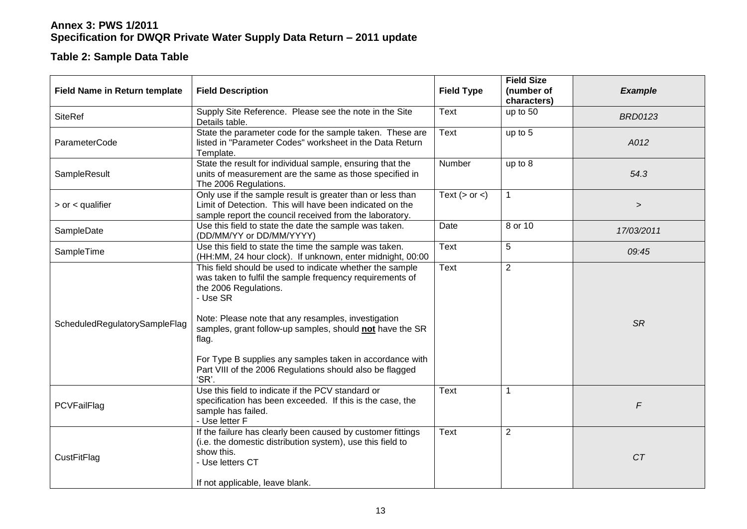**Annex 3: PWS 1/2011**
**Specification for DWQR Private Water Supply Data Return – 2011 update**

## Table 2: Sample Data Table

| Field Name in Return template | Field Description | Field Type | Field Size (number of characters) | *Example* |
|---|---|---|---|---|
| SiteRef | Supply Site Reference. Please see the note in the Site Details table. | Text | up to 50 | *BRD0123* |
| ParameterCode | State the parameter code for the sample taken. These are listed in "Parameter Codes" worksheet in the Data Return Template. | Text | up to 5 | *A012* |
| SampleResult | State the result for individual sample, ensuring that the units of measurement are the same as those specified in The 2006 Regulations. | Number | up to 8 | *54.3* |
| > or < qualifier | Only use if the sample result is greater than or less than Limit of Detection. This will have been indicated on the sample report the council received from the laboratory. | Text (> or <) | 1 | *>* |
| SampleDate | Use this field to state the date the sample was taken. (DD/MM/YY or DD/MM/YYYY) | Date | 8 or 10 | *17/03/2011* |
| SampleTime | Use this field to state the time the sample was taken. (HH:MM, 24 hour clock). If unknown, enter midnight, 00:00 | Text | 5 | *09:45* |
| ScheduledRegulatorySampleFlag | This field should be used to indicate whether the sample was taken to fulfil the sample frequency requirements of the 2006 Regulations.<br>- Use SR<br><br>Note: Please note that any resamples, investigation samples, grant follow-up samples, should **<u>not</u>** have the SR flag.<br><br>For Type B supplies any samples taken in accordance with Part VIII of the 2006 Regulations should also be flagged 'SR'. | Text | 2 | *SR* |
| PCVFailFlag | Use this field to indicate if the PCV standard or specification has been exceeded. If this is the case, the sample has failed.<br>- Use letter F | Text | 1 | *F* |
| CustFitFlag | If the failure has clearly been caused by customer fittings (i.e. the domestic distribution system), use this field to show this.<br>- Use letters CT<br><br>If not applicable, leave blank. | Text | 2 | *CT* |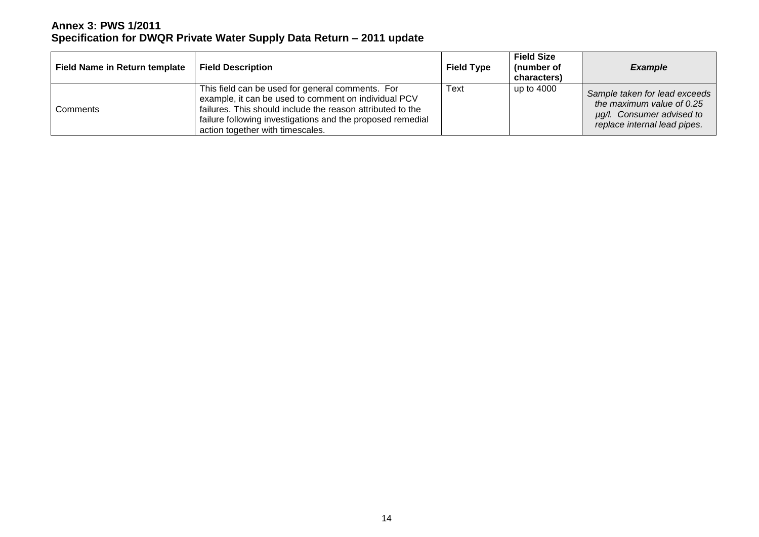**Annex 3: PWS 1/2011**
**Specification for DWQR Private Water Supply Data Return – 2011 update**

| **Field Name in Return template** | **Field Description** | **Field Type** | **Field Size (number of characters)** | ***Example*** |
|---|---|---|---|---|
| Comments | This field can be used for general comments. For example, it can be used to comment on individual PCV failures. This should include the reason attributed to the failure following investigations and the proposed remedial action together with timescales. | Text | up to 4000 | *Sample taken for lead exceeds the maximum value of 0.25 µg/l. Consumer advised to replace internal lead pipes.* |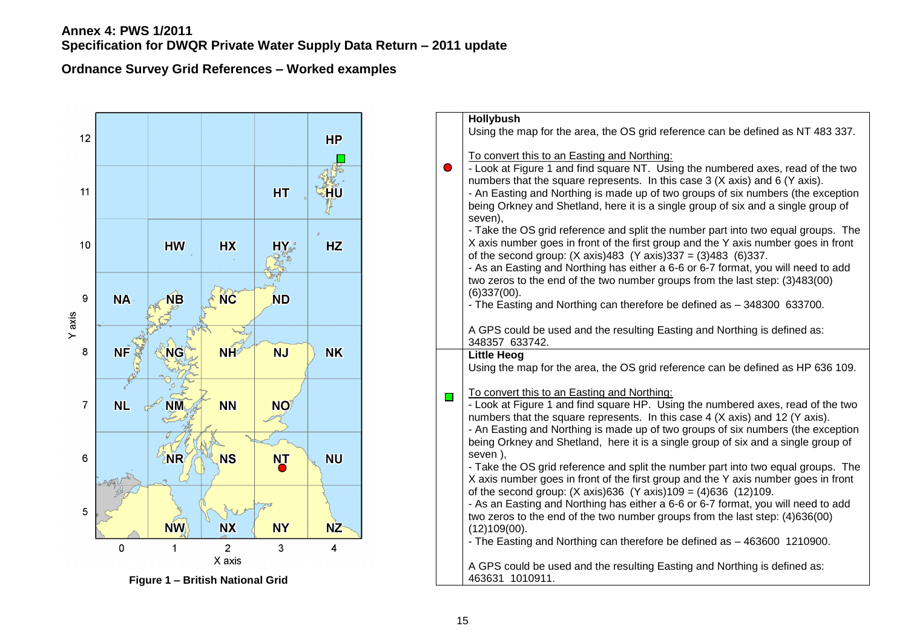**Annex 4: PWS 1/2011**
**Specification for DWQR Private Water Supply Data Return – 2011 update**

## Ordnance Survey Grid References – Worked examples

12
HP
11
HT
HU
10
HW
HX
HY
HZ
9
NA
NB
NC
ND
8
NF
NG
NH
NJ
NK
7
NL
NM
NN
NO
6
NR
NS
NT
NU
5
NW
NX
NY
NZ
0
1
2
3
4
X axis
Y axis

**Figure 1 – British National Grid**

| | |
|---|---|
| ● | **Hollybush**<br>Using the map for the area, the OS grid reference can be defined as NT 483 337.<br><br><u>To convert this to an Easting and Northing:</u><br>- Look at Figure 1 and find square NT. Using the numbered axes, read of the two numbers that the square represents. In this case 3 (X axis) and 6 (Y axis).<br>- An Easting and Northing is made up of two groups of six numbers (the exception being Orkney and Shetland, here it is a single group of six and a single group of seven),<br>- Take the OS grid reference and split the number part into two equal groups. The X axis number goes in front of the first group and the Y axis number goes in front of the second group: (X axis)483 (Y axis)337 = (3)483 (6)337.<br>- As an Easting and Northing has either a 6-6 or 6-7 format, you will need to add two zeros to the end of the two number groups from the last step: (3)483(00) (6)337(00).<br>- The Easting and Northing can therefore be defined as – 348300 633700.<br><br>A GPS could be used and the resulting Easting and Northing is defined as: 348357 633742. |
| ■ | **Little Heog**<br>Using the map for the area, the OS grid reference can be defined as HP 636 109.<br><br><u>To convert this to an Easting and Northing:</u><br>- Look at Figure 1 and find square HP. Using the numbered axes, read of the two numbers that the square represents. In this case 4 (X axis) and 12 (Y axis).<br>- An Easting and Northing is made up of two groups of six numbers (the exception being Orkney and Shetland, here it is a single group of six and a single group of seven ),<br>- Take the OS grid reference and split the number part into two equal groups. The X axis number goes in front of the first group and the Y axis number goes in front of the second group: (X axis)636 (Y axis)109 = (4)636 (12)109.<br>- As an Easting and Northing has either a 6-6 or 6-7 format, you will need to add two zeros to the end of the two number groups from the last step: (4)636(00) (12)109(00).<br>- The Easting and Northing can therefore be defined as – 463600 1210900.<br><br>A GPS could be used and the resulting Easting and Northing is defined as: 463631 1010911. |